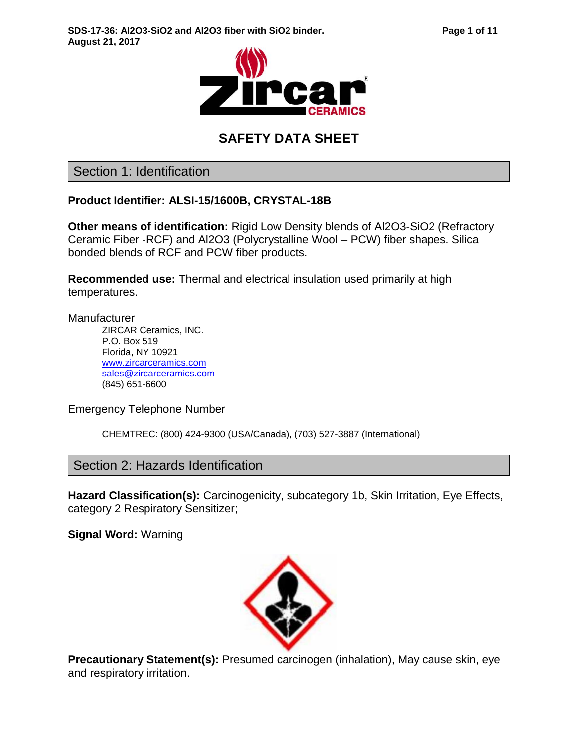**SDS-17-36: Al2O3-SiO2 and Al2O3 fiber with SiO2 binder.**
**August 21, 2017**

# SAFETY DATA SHEET

## Section 1: Identification

**Product Identifier: ALSI-15/1600B, CRYSTAL-18B**

**Other means of identification:** Rigid Low Density blends of $Al_2O_3$-$SiO_2$ (Refractory Ceramic Fiber -RCF) and $Al_2O_3$ (Polycrystalline Wool – PCW) fiber shapes. Silica bonded blends of RCF and PCW fiber products.

**Recommended use:** Thermal and electrical insulation used primarily at high temperatures.

Manufacturer

ZIRCAR Ceramics, INC.
P.O. Box 519
Florida, NY 10921
www.zircarceramics.com
sales@zircarceramics.com
(845) 651-6600

Emergency Telephone Number

CHEMTREC: (800) 424-9300 (USA/Canada), (703) 527-3887 (International)

## Section 2: Hazards Identification

**Hazard Classification(s):** Carcinogenicity, subcategory 1b, Skin Irritation, Eye Effects, category 2 Respiratory Sensitizer;

**Signal Word:** Warning

**Precautionary Statement(s):** Presumed carcinogen (inhalation), May cause skin, eye and respiratory irritation.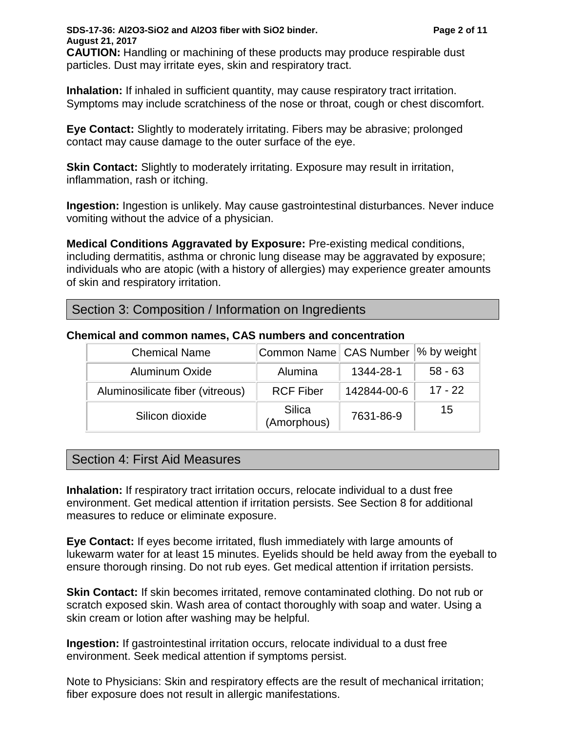**CAUTION:** Handling or machining of these products may produce respirable dust particles. Dust may irritate eyes, skin and respiratory tract.

**Inhalation:** If inhaled in sufficient quantity, may cause respiratory tract irritation. Symptoms may include scratchiness of the nose or throat, cough or chest discomfort.

**Eye Contact:** Slightly to moderately irritating. Fibers may be abrasive; prolonged contact may cause damage to the outer surface of the eye.

**Skin Contact:** Slightly to moderately irritating. Exposure may result in irritation, inflammation, rash or itching.

**Ingestion:** Ingestion is unlikely. May cause gastrointestinal disturbances. Never induce vomiting without the advice of a physician.

**Medical Conditions Aggravated by Exposure:** Pre-existing medical conditions, including dermatitis, asthma or chronic lung disease may be aggravated by exposure; individuals who are atopic (with a history of allergies) may experience greater amounts of skin and respiratory irritation.

## Section 3: Composition / Information on Ingredients

**Chemical and common names, CAS numbers and concentration**

| Chemical Name | Common Name | CAS Number | % by weight |
|---|---|---|---|
| Aluminum Oxide | Alumina | 1344-28-1 | 58 - 63 |
| Aluminosilicate fiber (vitreous) | RCF Fiber | 142844-00-6 | 17 - 22 |
| Silicon dioxide | Silica (Amorphous) | 7631-86-9 | 15 |

## Section 4: First Aid Measures

**Inhalation:** If respiratory tract irritation occurs, relocate individual to a dust free environment. Get medical attention if irritation persists. See Section 8 for additional measures to reduce or eliminate exposure.

**Eye Contact:** If eyes become irritated, flush immediately with large amounts of lukewarm water for at least 15 minutes. Eyelids should be held away from the eyeball to ensure thorough rinsing. Do not rub eyes. Get medical attention if irritation persists.

**Skin Contact:** If skin becomes irritated, remove contaminated clothing. Do not rub or scratch exposed skin. Wash area of contact thoroughly with soap and water. Using a skin cream or lotion after washing may be helpful.

**Ingestion:** If gastrointestinal irritation occurs, relocate individual to a dust free environment. Seek medical attention if symptoms persist.

Note to Physicians: Skin and respiratory effects are the result of mechanical irritation; fiber exposure does not result in allergic manifestations.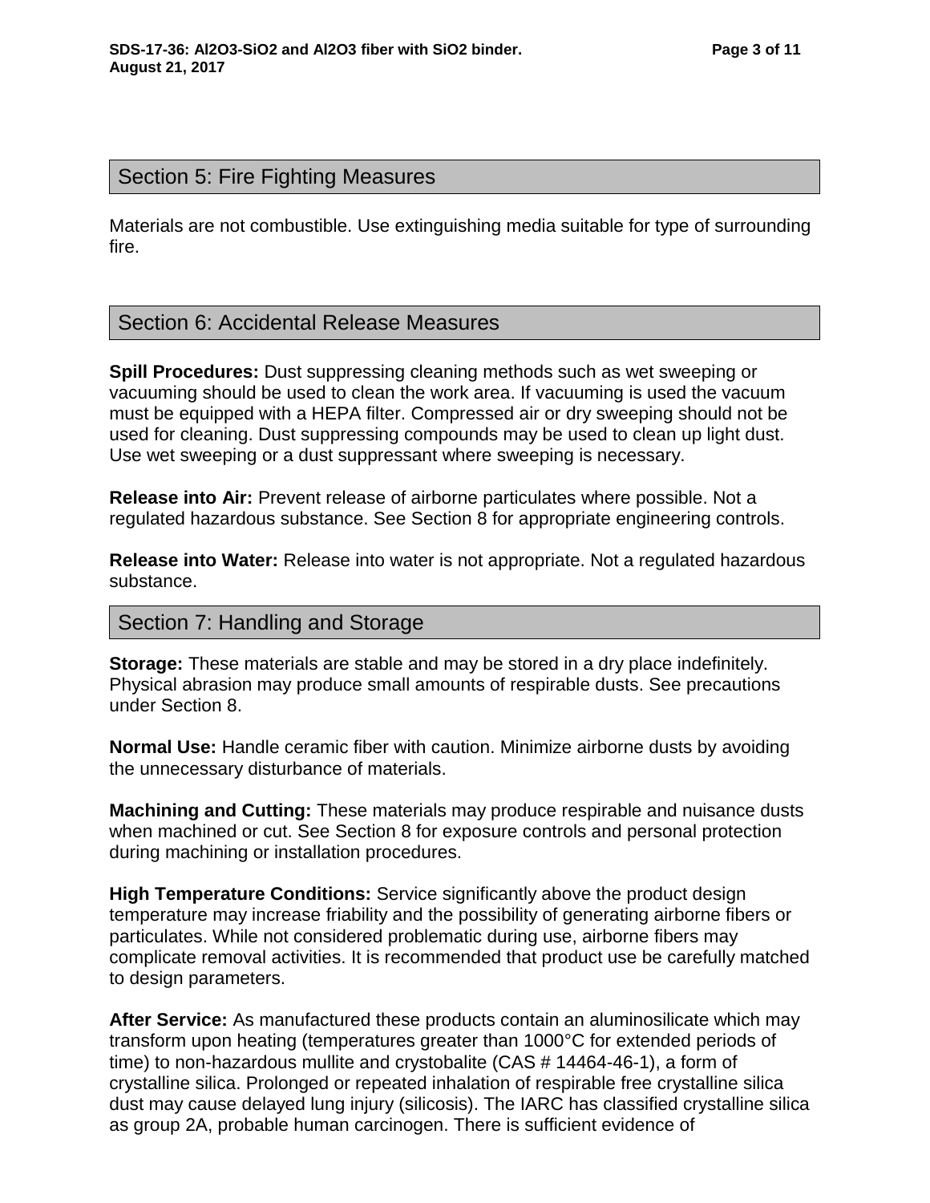## Section 5: Fire Fighting Measures

Materials are not combustible. Use extinguishing media suitable for type of surrounding fire.

## Section 6: Accidental Release Measures

**Spill Procedures:** Dust suppressing cleaning methods such as wet sweeping or vacuuming should be used to clean the work area. If vacuuming is used the vacuum must be equipped with a HEPA filter. Compressed air or dry sweeping should not be used for cleaning. Dust suppressing compounds may be used to clean up light dust. Use wet sweeping or a dust suppressant where sweeping is necessary.

**Release into Air:** Prevent release of airborne particulates where possible. Not a regulated hazardous substance. See Section 8 for appropriate engineering controls.

**Release into Water:** Release into water is not appropriate. Not a regulated hazardous substance.

## Section 7: Handling and Storage

**Storage:** These materials are stable and may be stored in a dry place indefinitely. Physical abrasion may produce small amounts of respirable dusts. See precautions under Section 8.

**Normal Use:** Handle ceramic fiber with caution. Minimize airborne dusts by avoiding the unnecessary disturbance of materials.

**Machining and Cutting:** These materials may produce respirable and nuisance dusts when machined or cut. See Section 8 for exposure controls and personal protection during machining or installation procedures.

**High Temperature Conditions:** Service significantly above the product design temperature may increase friability and the possibility of generating airborne fibers or particulates. While not considered problematic during use, airborne fibers may complicate removal activities. It is recommended that product use be carefully matched to design parameters.

**After Service:** As manufactured these products contain an aluminosilicate which may transform upon heating (temperatures greater than 1000°C for extended periods of time) to non-hazardous mullite and crystobalite (CAS # 14464-46-1), a form of crystalline silica. Prolonged or repeated inhalation of respirable free crystalline silica dust may cause delayed lung injury (silicosis). The IARC has classified crystalline silica as group 2A, probable human carcinogen. There is sufficient evidence of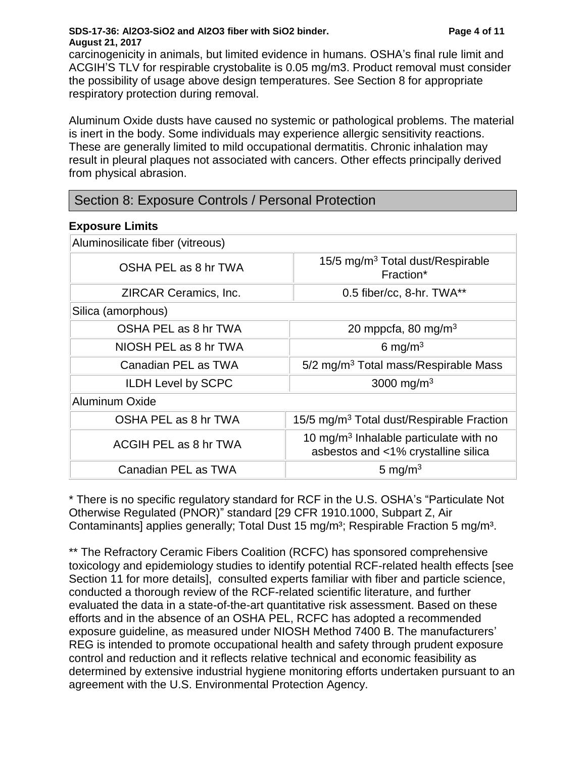carcinogenicity in animals, but limited evidence in humans. OSHA's final rule limit and ACGIH'S TLV for respirable crystobalite is 0.05 mg/m3. Product removal must consider the possibility of usage above design temperatures. See Section 8 for appropriate respiratory protection during removal.

Aluminum Oxide dusts have caused no systemic or pathological problems. The material is inert in the body. Some individuals may experience allergic sensitivity reactions. These are generally limited to mild occupational dermatitis. Chronic inhalation may result in pleural plaques not associated with cancers. Other effects principally derived from physical abrasion.

## Section 8: Exposure Controls / Personal Protection

**Exposure Limits**

| Aluminosilicate fiber (vitreous) | |
|---|---|
| OSHA PEL as 8 hr TWA | 15/5 mg/m$^3$ Total dust/Respirable Fraction* |
| ZIRCAR Ceramics, Inc. | 0.5 fiber/cc, 8-hr. TWA** |
| Silica (amorphous) | |
| OSHA PEL as 8 hr TWA | 20 mppcfa, 80 mg/m$^3$ |
| NIOSH PEL as 8 hr TWA | 6 mg/m$^3$ |
| Canadian PEL as TWA | 5/2 mg/m$^3$ Total mass/Respirable Mass |
| ILDH Level by SCPC | 3000 mg/m$^3$ |
| Aluminum Oxide | |
| OSHA PEL as 8 hr TWA | 15/5 mg/m$^3$ Total dust/Respirable Fraction |
| ACGIH PEL as 8 hr TWA | 10 mg/m$^3$ Inhalable particulate with no asbestos and <1% crystalline silica |
| Canadian PEL as TWA | 5 mg/m$^3$ |

* There is no specific regulatory standard for RCF in the U.S. OSHA's "Particulate Not Otherwise Regulated (PNOR)" standard [29 CFR 1910.1000, Subpart Z, Air Contaminants] applies generally; Total Dust 15 mg/m$^3$; Respirable Fraction 5 mg/m$^3$.

** The Refractory Ceramic Fibers Coalition (RCFC) has sponsored comprehensive toxicology and epidemiology studies to identify potential RCF-related health effects [see Section 11 for more details], consulted experts familiar with fiber and particle science, conducted a thorough review of the RCF-related scientific literature, and further evaluated the data in a state-of-the-art quantitative risk assessment. Based on these efforts and in the absence of an OSHA PEL, RCFC has adopted a recommended exposure guideline, as measured under NIOSH Method 7400 B. The manufacturers' REG is intended to promote occupational health and safety through prudent exposure control and reduction and it reflects relative technical and economic feasibility as determined by extensive industrial hygiene monitoring efforts undertaken pursuant to an agreement with the U.S. Environmental Protection Agency.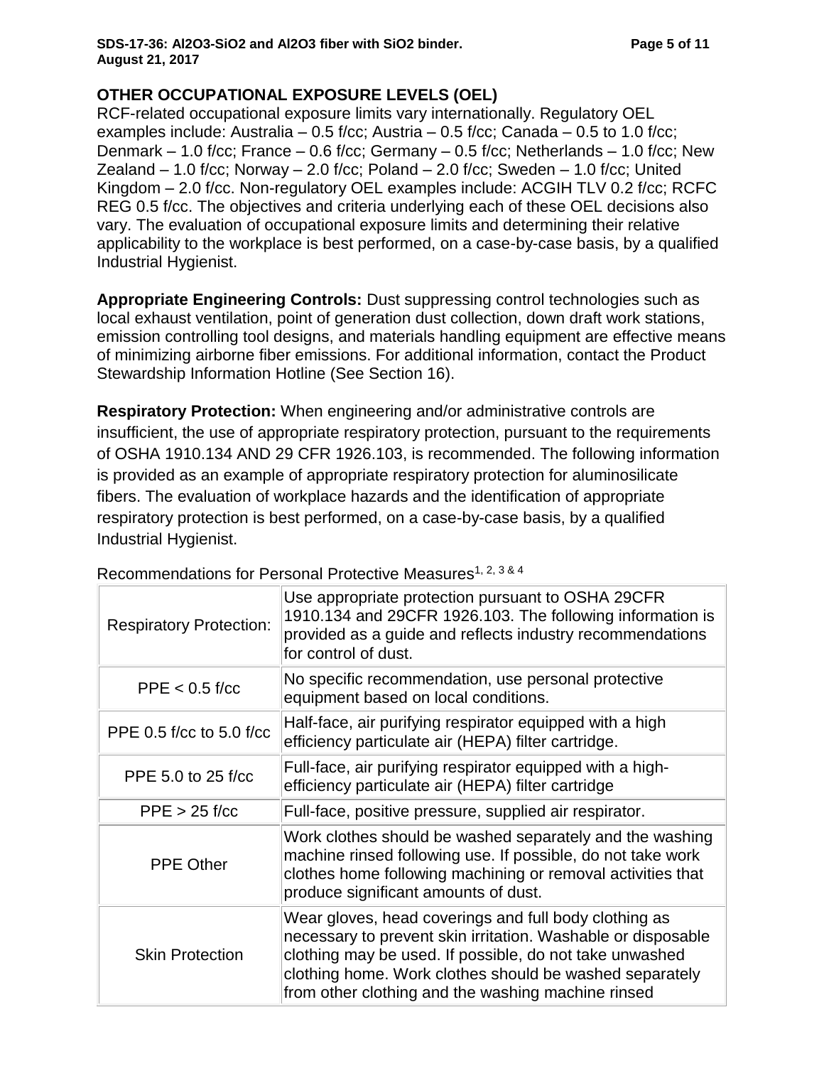## OTHER OCCUPATIONAL EXPOSURE LEVELS (OEL)

RCF-related occupational exposure limits vary internationally. Regulatory OEL examples include: Australia – 0.5 f/cc; Austria – 0.5 f/cc; Canada – 0.5 to 1.0 f/cc; Denmark – 1.0 f/cc; France – 0.6 f/cc; Germany – 0.5 f/cc; Netherlands – 1.0 f/cc; New Zealand – 1.0 f/cc; Norway – 2.0 f/cc; Poland – 2.0 f/cc; Sweden – 1.0 f/cc; United Kingdom – 2.0 f/cc. Non-regulatory OEL examples include: ACGIH TLV 0.2 f/cc; RCFC REG 0.5 f/cc. The objectives and criteria underlying each of these OEL decisions also vary. The evaluation of occupational exposure limits and determining their relative applicability to the workplace is best performed, on a case-by-case basis, by a qualified Industrial Hygienist.

**Appropriate Engineering Controls:** Dust suppressing control technologies such as local exhaust ventilation, point of generation dust collection, down draft work stations, emission controlling tool designs, and materials handling equipment are effective means of minimizing airborne fiber emissions. For additional information, contact the Product Stewardship Information Hotline (See Section 16).

**Respiratory Protection:** When engineering and/or administrative controls are insufficient, the use of appropriate respiratory protection, pursuant to the requirements of OSHA 1910.134 AND 29 CFR 1926.103, is recommended. The following information is provided as an example of appropriate respiratory protection for aluminosilicate fibers. The evaluation of workplace hazards and the identification of appropriate respiratory protection is best performed, on a case-by-case basis, by a qualified Industrial Hygienist.

Recommendations for Personal Protective Measures[1, 2, 3 & 4]

| | |
|---|---|
| Respiratory Protection: | Use appropriate protection pursuant to OSHA 29CFR 1910.134 and 29CFR 1926.103. The following information is provided as a guide and reflects industry recommendations for control of dust. |
| PPE < 0.5 f/cc | No specific recommendation, use personal protective equipment based on local conditions. |
| PPE 0.5 f/cc to 5.0 f/cc | Half-face, air purifying respirator equipped with a high efficiency particulate air (HEPA) filter cartridge. |
| PPE 5.0 to 25 f/cc | Full-face, air purifying respirator equipped with a high-efficiency particulate air (HEPA) filter cartridge |
| PPE > 25 f/cc | Full-face, positive pressure, supplied air respirator. |
| PPE Other | Work clothes should be washed separately and the washing machine rinsed following use. If possible, do not take work clothes home following machining or removal activities that produce significant amounts of dust. |
| Skin Protection | Wear gloves, head coverings and full body clothing as necessary to prevent skin irritation. Washable or disposable clothing may be used. If possible, do not take unwashed clothing home. Work clothes should be washed separately from other clothing and the washing machine rinsed |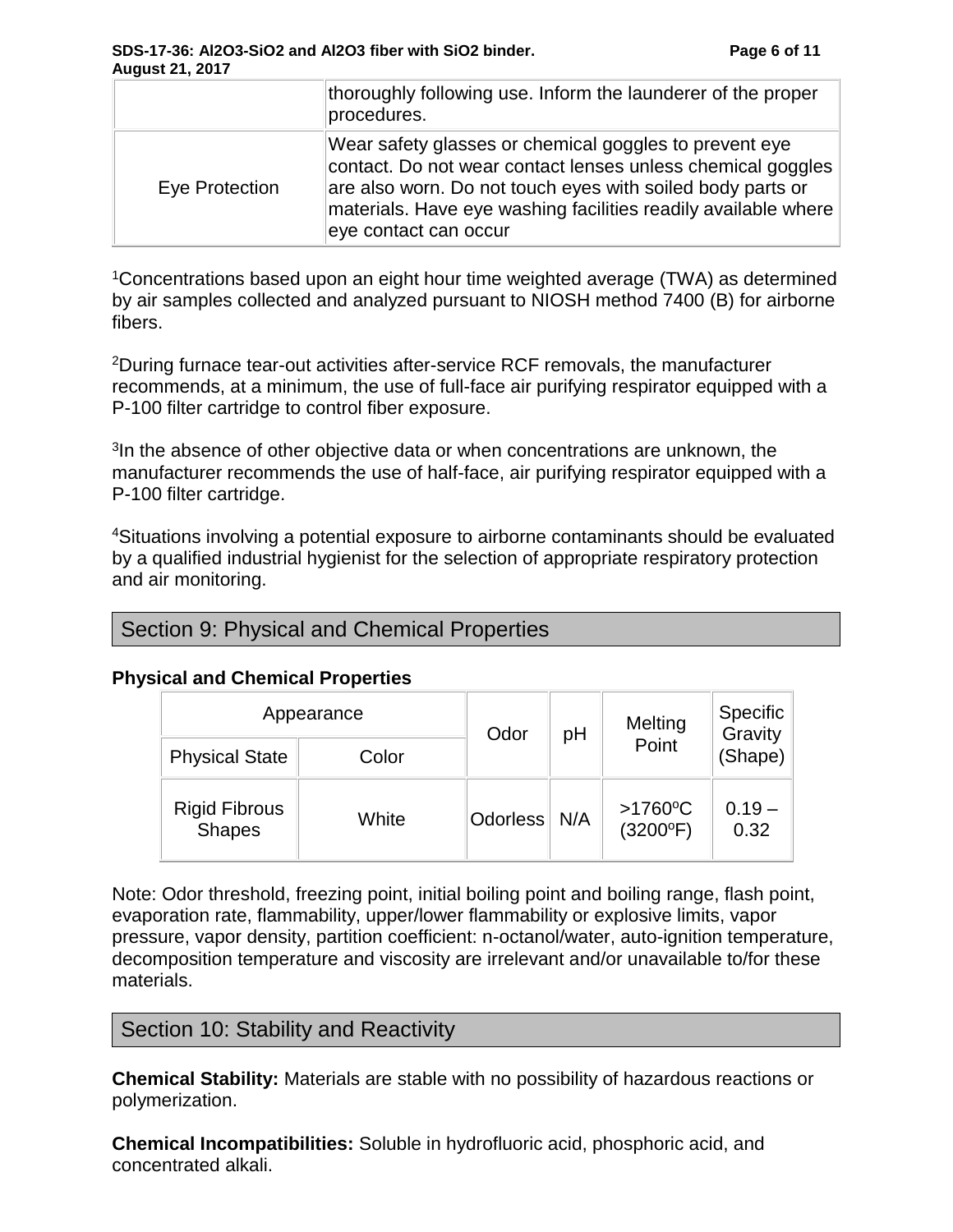| | |
|---|---|
| | thoroughly following use. Inform the launderer of the proper procedures. |
| Eye Protection | Wear safety glasses or chemical goggles to prevent eye contact. Do not wear contact lenses unless chemical goggles are also worn. Do not touch eyes with soiled body parts or materials. Have eye washing facilities readily available where eye contact can occur |

[1]Concentrations based upon an eight hour time weighted average (TWA) as determined by air samples collected and analyzed pursuant to NIOSH method 7400 (B) for airborne fibers.

[2]During furnace tear-out activities after-service RCF removals, the manufacturer recommends, at a minimum, the use of full-face air purifying respirator equipped with a P-100 filter cartridge to control fiber exposure.

[3]In the absence of other objective data or when concentrations are unknown, the manufacturer recommends the use of half-face, air purifying respirator equipped with a P-100 filter cartridge.

[4]Situations involving a potential exposure to airborne contaminants should be evaluated by a qualified industrial hygienist for the selection of appropriate respiratory protection and air monitoring.

## Section 9: Physical and Chemical Properties

**Physical and Chemical Properties**

| Appearance | | Odor | pH | Melting Point | Specific Gravity (Shape) |
|---|---|---|---|---|---|
| Physical State | Color | | | | |
| Rigid Fibrous Shapes | White | Odorless | N/A | >1760ºC (3200ºF) | 0.19 – 0.32 |

Note: Odor threshold, freezing point, initial boiling point and boiling range, flash point, evaporation rate, flammability, upper/lower flammability or explosive limits, vapor pressure, vapor density, partition coefficient: n-octanol/water, auto-ignition temperature, decomposition temperature and viscosity are irrelevant and/or unavailable to/for these materials.

## Section 10: Stability and Reactivity

**Chemical Stability:** Materials are stable with no possibility of hazardous reactions or polymerization.

**Chemical Incompatibilities:** Soluble in hydrofluoric acid, phosphoric acid, and concentrated alkali.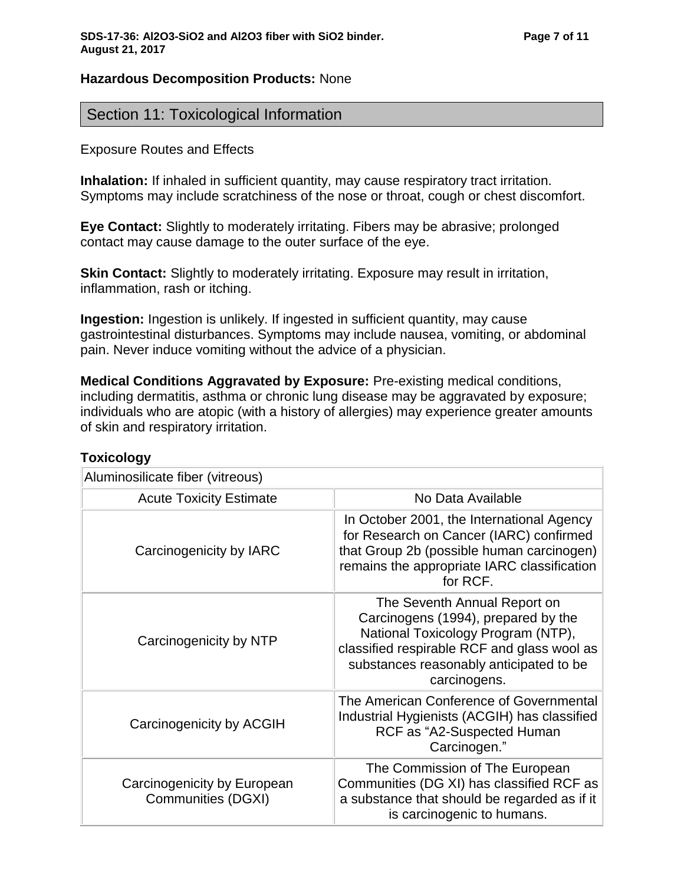**Hazardous Decomposition Products:** None

## Section 11: Toxicological Information

Exposure Routes and Effects

**Inhalation:** If inhaled in sufficient quantity, may cause respiratory tract irritation. Symptoms may include scratchiness of the nose or throat, cough or chest discomfort.

**Eye Contact:** Slightly to moderately irritating. Fibers may be abrasive; prolonged contact may cause damage to the outer surface of the eye.

**Skin Contact:** Slightly to moderately irritating. Exposure may result in irritation, inflammation, rash or itching.

**Ingestion:** Ingestion is unlikely. If ingested in sufficient quantity, may cause gastrointestinal disturbances. Symptoms may include nausea, vomiting, or abdominal pain. Never induce vomiting without the advice of a physician.

**Medical Conditions Aggravated by Exposure:** Pre-existing medical conditions, including dermatitis, asthma or chronic lung disease may be aggravated by exposure; individuals who are atopic (with a history of allergies) may experience greater amounts of skin and respiratory irritation.

### Toxicology

| Aluminosilicate fiber (vitreous) | |
|---|---|
| Acute Toxicity Estimate | No Data Available |
| Carcinogenicity by IARC | In October 2001, the International Agency for Research on Cancer (IARC) confirmed that Group 2b (possible human carcinogen) remains the appropriate IARC classification for RCF. |
| Carcinogenicity by NTP | The Seventh Annual Report on Carcinogens (1994), prepared by the National Toxicology Program (NTP), classified respirable RCF and glass wool as substances reasonably anticipated to be carcinogens. |
| Carcinogenicity by ACGIH | The American Conference of Governmental Industrial Hygienists (ACGIH) has classified RCF as "A2-Suspected Human Carcinogen." |
| Carcinogenicity by European Communities (DGXI) | The Commission of The European Communities (DG XI) has classified RCF as a substance that should be regarded as if it is carcinogenic to humans. |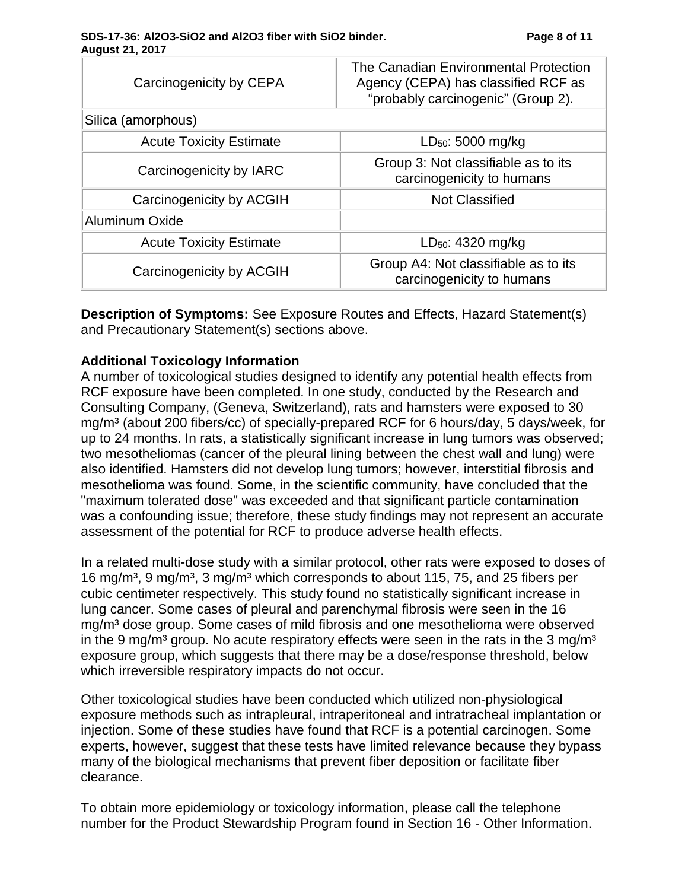| | |
|---|---|
| Carcinogenicity by CEPA | The Canadian Environmental Protection Agency (CEPA) has classified RCF as “probably carcinogenic” (Group 2). |
| Silica (amorphous) | |
| Acute Toxicity Estimate | $LD_{50}$: 5000 mg/kg |
| Carcinogenicity by IARC | Group 3: Not classifiable as to its carcinogenicity to humans |
| Carcinogenicity by ACGIH | Not Classified |
| Aluminum Oxide | |
| Acute Toxicity Estimate | $LD_{50}$: 4320 mg/kg |
| Carcinogenicity by ACGIH | Group A4: Not classifiable as to its carcinogenicity to humans |

**Description of Symptoms:** See Exposure Routes and Effects, Hazard Statement(s) and Precautionary Statement(s) sections above.

**Additional Toxicology Information**

A number of toxicological studies designed to identify any potential health effects from RCF exposure have been completed. In one study, conducted by the Research and Consulting Company, (Geneva, Switzerland), rats and hamsters were exposed to 30 mg/m³ (about 200 fibers/cc) of specially-prepared RCF for 6 hours/day, 5 days/week, for up to 24 months. In rats, a statistically significant increase in lung tumors was observed; two mesotheliomas (cancer of the pleural lining between the chest wall and lung) were also identified. Hamsters did not develop lung tumors; however, interstitial fibrosis and mesothelioma was found. Some, in the scientific community, have concluded that the "maximum tolerated dose" was exceeded and that significant particle contamination was a confounding issue; therefore, these study findings may not represent an accurate assessment of the potential for RCF to produce adverse health effects.

In a related multi-dose study with a similar protocol, other rats were exposed to doses of 16 mg/m³, 9 mg/m³, 3 mg/m³ which corresponds to about 115, 75, and 25 fibers per cubic centimeter respectively. This study found no statistically significant increase in lung cancer. Some cases of pleural and parenchymal fibrosis were seen in the 16 mg/m³ dose group. Some cases of mild fibrosis and one mesothelioma were observed in the 9 mg/m³ group. No acute respiratory effects were seen in the rats in the 3 mg/m³ exposure group, which suggests that there may be a dose/response threshold, below which irreversible respiratory impacts do not occur.

Other toxicological studies have been conducted which utilized non-physiological exposure methods such as intrapleural, intraperitoneal and intratracheal implantation or injection. Some of these studies have found that RCF is a potential carcinogen. Some experts, however, suggest that these tests have limited relevance because they bypass many of the biological mechanisms that prevent fiber deposition or facilitate fiber clearance.

To obtain more epidemiology or toxicology information, please call the telephone number for the Product Stewardship Program found in Section 16 - Other Information.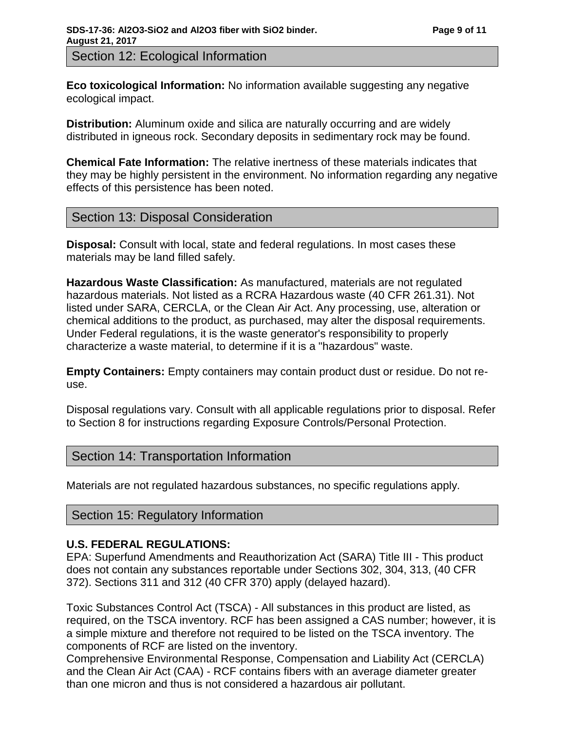## Section 12: Ecological Information

**Eco toxicological Information:** No information available suggesting any negative ecological impact.

**Distribution:** Aluminum oxide and silica are naturally occurring and are widely distributed in igneous rock. Secondary deposits in sedimentary rock may be found.

**Chemical Fate Information:** The relative inertness of these materials indicates that they may be highly persistent in the environment. No information regarding any negative effects of this persistence has been noted.

## Section 13: Disposal Consideration

**Disposal:** Consult with local, state and federal regulations. In most cases these materials may be land filled safely.

**Hazardous Waste Classification:** As manufactured, materials are not regulated hazardous materials. Not listed as a RCRA Hazardous waste (40 CFR 261.31). Not listed under SARA, CERCLA, or the Clean Air Act. Any processing, use, alteration or chemical additions to the product, as purchased, may alter the disposal requirements. Under Federal regulations, it is the waste generator's responsibility to properly characterize a waste material, to determine if it is a "hazardous" waste.

**Empty Containers:** Empty containers may contain product dust or residue. Do not re-use.

Disposal regulations vary. Consult with all applicable regulations prior to disposal. Refer to Section 8 for instructions regarding Exposure Controls/Personal Protection.

## Section 14: Transportation Information

Materials are not regulated hazardous substances, no specific regulations apply.

## Section 15: Regulatory Information

**U.S. FEDERAL REGULATIONS:**
EPA: Superfund Amendments and Reauthorization Act (SARA) Title III - This product does not contain any substances reportable under Sections 302, 304, 313, (40 CFR 372). Sections 311 and 312 (40 CFR 370) apply (delayed hazard).

Toxic Substances Control Act (TSCA) - All substances in this product are listed, as required, on the TSCA inventory. RCF has been assigned a CAS number; however, it is a simple mixture and therefore not required to be listed on the TSCA inventory. The components of RCF are listed on the inventory.
Comprehensive Environmental Response, Compensation and Liability Act (CERCLA) and the Clean Air Act (CAA) - RCF contains fibers with an average diameter greater than one micron and thus is not considered a hazardous air pollutant.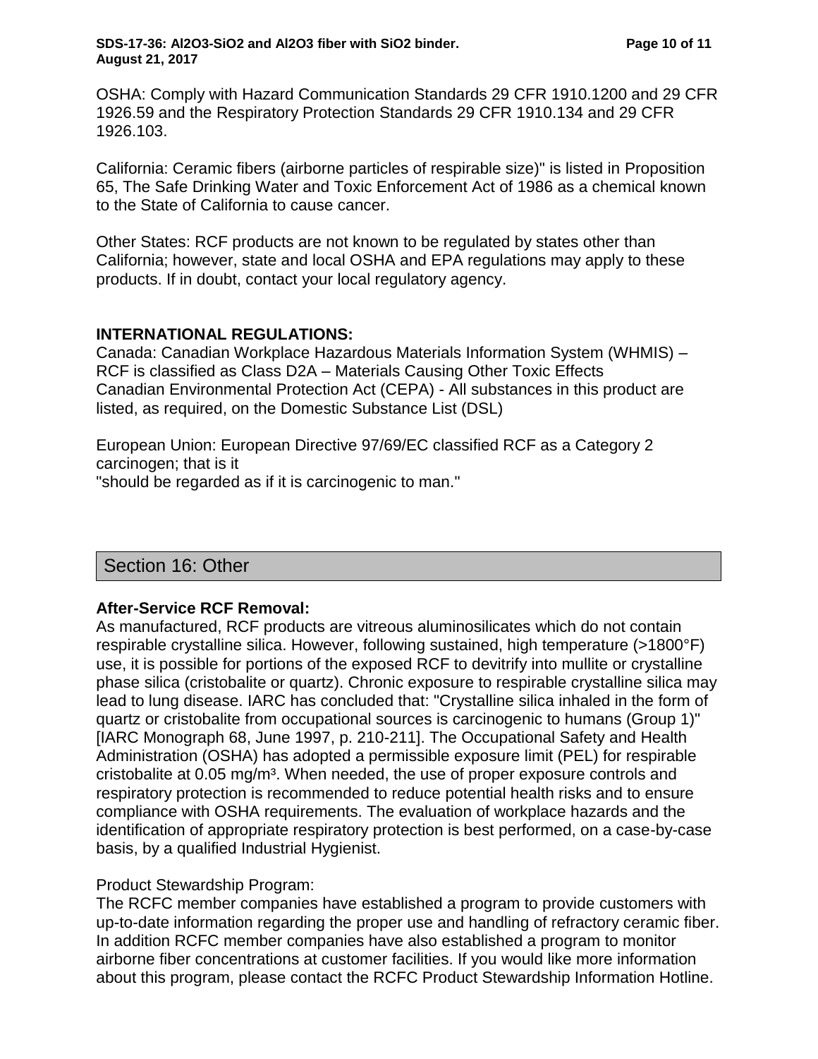OSHA: Comply with Hazard Communication Standards 29 CFR 1910.1200 and 29 CFR 1926.59 and the Respiratory Protection Standards 29 CFR 1910.134 and 29 CFR 1926.103.

California: Ceramic fibers (airborne particles of respirable size)" is listed in Proposition 65, The Safe Drinking Water and Toxic Enforcement Act of 1986 as a chemical known to the State of California to cause cancer.

Other States: RCF products are not known to be regulated by states other than California; however, state and local OSHA and EPA regulations may apply to these products. If in doubt, contact your local regulatory agency.

**INTERNATIONAL REGULATIONS:**

Canada: Canadian Workplace Hazardous Materials Information System (WHMIS) – RCF is classified as Class D2A – Materials Causing Other Toxic Effects
Canadian Environmental Protection Act (CEPA) - All substances in this product are listed, as required, on the Domestic Substance List (DSL)

European Union: European Directive 97/69/EC classified RCF as a Category 2 carcinogen; that is it
"should be regarded as if it is carcinogenic to man."

## Section 16: Other

**After-Service RCF Removal:**

As manufactured, RCF products are vitreous aluminosilicates which do not contain respirable crystalline silica. However, following sustained, high temperature (>1800°F) use, it is possible for portions of the exposed RCF to devitrify into mullite or crystalline phase silica (cristobalite or quartz). Chronic exposure to respirable crystalline silica may lead to lung disease. IARC has concluded that: "Crystalline silica inhaled in the form of quartz or cristobalite from occupational sources is carcinogenic to humans (Group 1)" [IARC Monograph 68, June 1997, p. 210-211]. The Occupational Safety and Health Administration (OSHA) has adopted a permissible exposure limit (PEL) for respirable cristobalite at 0.05 mg/m$^3$. When needed, the use of proper exposure controls and respiratory protection is recommended to reduce potential health risks and to ensure compliance with OSHA requirements. The evaluation of workplace hazards and the identification of appropriate respiratory protection is best performed, on a case-by-case basis, by a qualified Industrial Hygienist.

Product Stewardship Program:
The RCFC member companies have established a program to provide customers with up-to-date information regarding the proper use and handling of refractory ceramic fiber. In addition RCFC member companies have also established a program to monitor airborne fiber concentrations at customer facilities. If you would like more information about this program, please contact the RCFC Product Stewardship Information Hotline.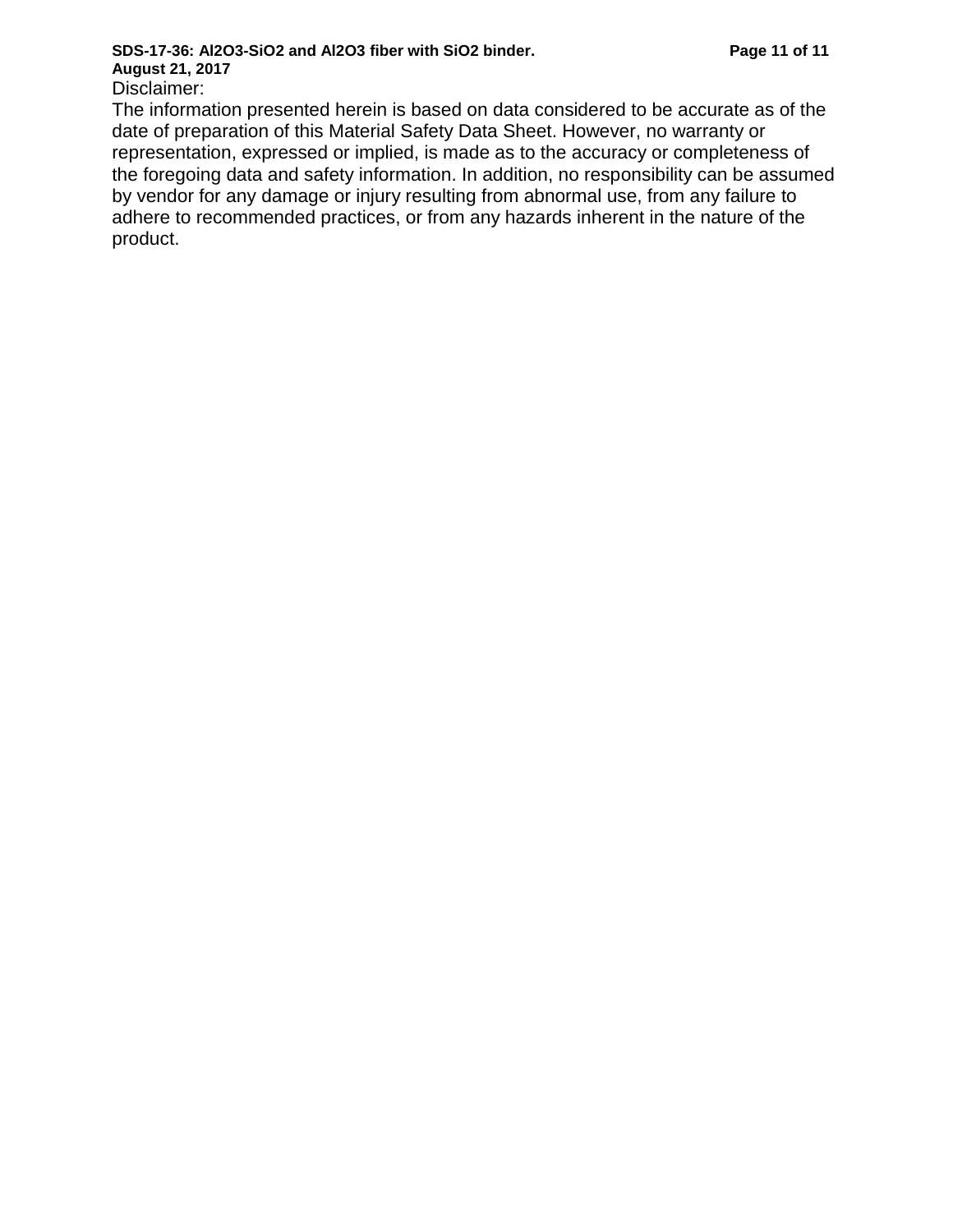Disclaimer:

The information presented herein is based on data considered to be accurate as of the date of preparation of this Material Safety Data Sheet. However, no warranty or representation, expressed or implied, is made as to the accuracy or completeness of the foregoing data and safety information. In addition, no responsibility can be assumed by vendor for any damage or injury resulting from abnormal use, from any failure to adhere to recommended practices, or from any hazards inherent in the nature of the product.